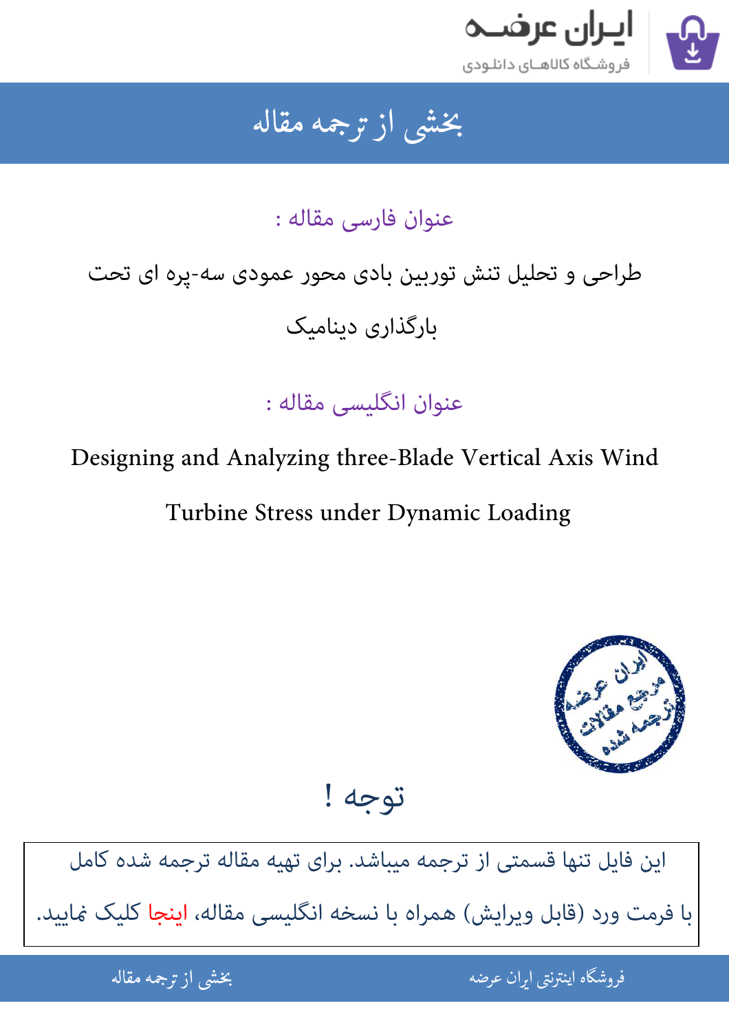# بخشی از ترجمه مقاله

## عنوان فارسی مقاله :

طراحی و تحلیل تنش توربین بادی محور عمودی سه-پره ای تحت بارگذاری دینامیک

## عنوان انگلیسی مقاله :

Designing and Analyzing three-Blade Vertical Axis Wind Turbine Stress under Dynamic Loading

## توجه !

این فایل تنها قسمتی از ترجمه میباشد. برای تهیه مقاله ترجمه شده کامل با فرمت ورد (قابل ویرایش) همراه با نسخه انگلیسی مقاله، اینجا کلیک نمایید.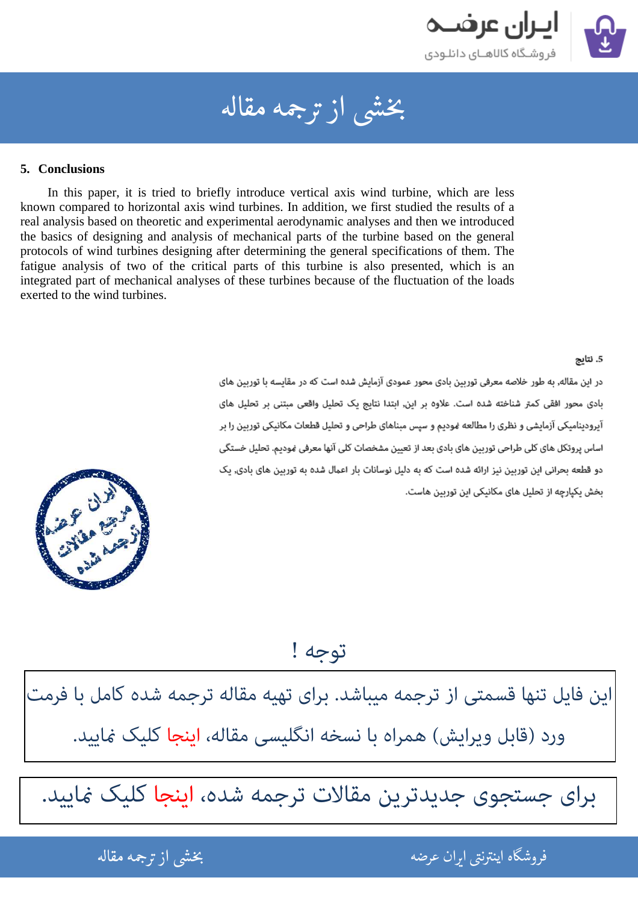# بخشی از ترجمه مقاله

## 5. Conclusions

In this paper, it is tried to briefly introduce vertical axis wind turbine, which are less known compared to horizontal axis wind turbines. In addition, we first studied the results of a real analysis based on theoretic and experimental aerodynamic analyses and then we introduced the basics of designing and analysis of mechanical parts of the turbine based on the general protocols of wind turbines designing after determining the general specifications of them. The fatigue analysis of two of the critical parts of this turbine is also presented, which is an integrated part of mechanical analyses of these turbines because of the fluctuation of the loads exerted to the wind turbines.

## 5. نتایج

در این مقاله، به طور خلاصه معرفی توربین بادی محور عمودی آزمایش شده است که در مقایسه با توربین های بادی محور افقی کمتر شناخته شده است. علاوه بر این، ابتدا نتایج یک تحلیل واقعی مبتنی بر تحلیل های آیرودینامیکی آزمایشی و نظری را مطالعه نمودیم و سپس مبناهای طراحی و تحلیل قطعات مکانیکی توربین را بر اساس پروتکل های کلی طراحی توربین های بادی بعد از تعیین مشخصات کلی آنها معرفی نمودیم. تحلیل خستگی دو قطعه بحرانی این توربین نیز ارائه شده است که به دلیل نوسانات بار اعمال شده به توربین های بادی، یک بخش یکپارچه از تحلیل های مکانیکی این توربین هاست.

ایران عرضه مرجع مقالات ترجمه شده

توجه !

این فایل تنها قسمتی از ترجمه میباشد. برای تهیه مقاله ترجمه شده کامل با فرمت ورد (قابل ویرایش) همراه با نسخه انگلیسی مقاله، اینجا کلیک نمایید.

برای جستجوی جدیدترین مقالات ترجمه شده، اینجا کلیک نمایید.